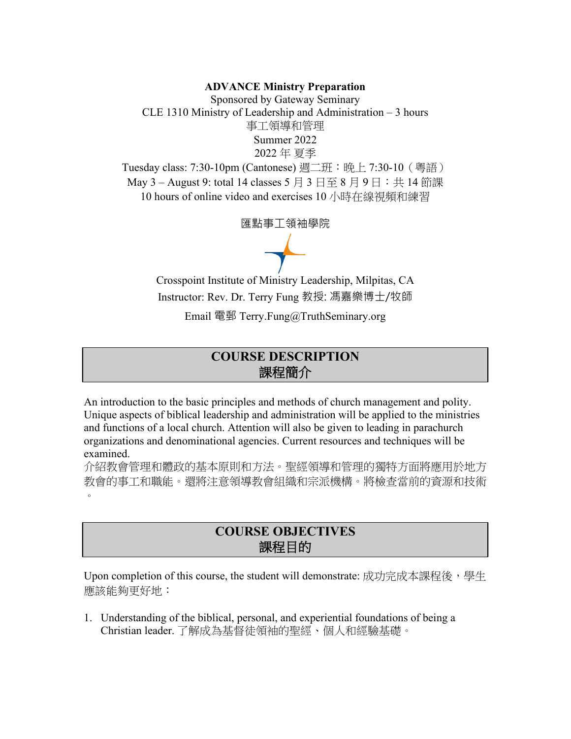**ADVANCE Ministry Preparation**

Sponsored by Gateway Seminary

CLE 1310 Ministry of Leadership and Administration – 3 hours

事工領導和管理

Summer 2022

2022 年 夏季

Tuesday class: 7:30-10pm (Cantonese) 週二班：晚上 7:30-10（粵語）

May 3 – August 9: total 14 classes 5 月 3 日至 8 月 9 日：共 14 節課

10 hours of online video and exercises 10 小時在線視頻和練習

匯點事工領袖學院

Crosspoint Institute of Ministry Leadership, Milpitas, CA

Instructor: Rev. Dr. Terry Fung 教授: 馮嘉樂博士/牧師

Email 電郵 Terry.Fung@TruthSeminary.org

## COURSE DESCRIPTION
## 課程簡介

An introduction to the basic principles and methods of church management and polity. Unique aspects of biblical leadership and administration will be applied to the ministries and functions of a local church. Attention will also be given to leading in parachurch organizations and denominational agencies. Current resources and techniques will be examined.

介紹教會管理和體政的基本原則和方法。聖經領導和管理的獨特方面將應用於地方教會的事工和職能。還將注意領導教會組織和宗派機構。將檢查當前的資源和技術。

## COURSE OBJECTIVES
## 課程目的

Upon completion of this course, the student will demonstrate: 成功完成本課程後，學生應該能夠更好地：

1. Understanding of the biblical, personal, and experiential foundations of being a Christian leader. 了解成為基督徒領袖的聖經、個人和經驗基礎。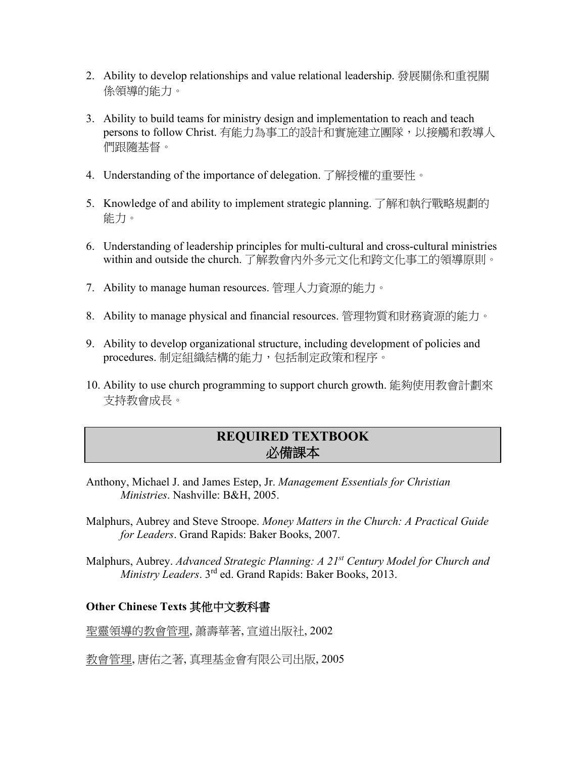2. Ability to develop relationships and value relational leadership. 發展關係和重視關係領導的能力。

3. Ability to build teams for ministry design and implementation to reach and teach persons to follow Christ. 有能力為事工的設計和實施建立團隊，以接觸和教導人們跟隨基督。

4. Understanding of the importance of delegation. 了解授權的重要性。

5. Knowledge of and ability to implement strategic planning. 了解和執行戰略規劃的能力。

6. Understanding of leadership principles for multi-cultural and cross-cultural ministries within and outside the church. 了解教會內外多元文化和跨文化事工的領導原則。

7. Ability to manage human resources. 管理人力資源的能力。

8. Ability to manage physical and financial resources. 管理物質和財務資源的能力。

9. Ability to develop organizational structure, including development of policies and procedures. 制定組織結構的能力，包括制定政策和程序。

10. Ability to use church programming to support church growth. 能夠使用教會計劃來支持教會成長。

## REQUIRED TEXTBOOK 必備課本

Anthony, Michael J. and James Estep, Jr. *Management Essentials for Christian Ministries*. Nashville: B&H, 2005.

Malphurs, Aubrey and Steve Stroope. *Money Matters in the Church: A Practical Guide for Leaders*. Grand Rapids: Baker Books, 2007.

Malphurs, Aubrey. *Advanced Strategic Planning: A 21st Century Model for Church and Ministry Leaders*. 3rd ed. Grand Rapids: Baker Books, 2013.

### Other Chinese Texts 其他中文教科書

聖靈領導的教會管理, 蕭壽華著, 宣道出版社, 2002

教會管理, 唐佑之著, 真理基金會有限公司出版, 2005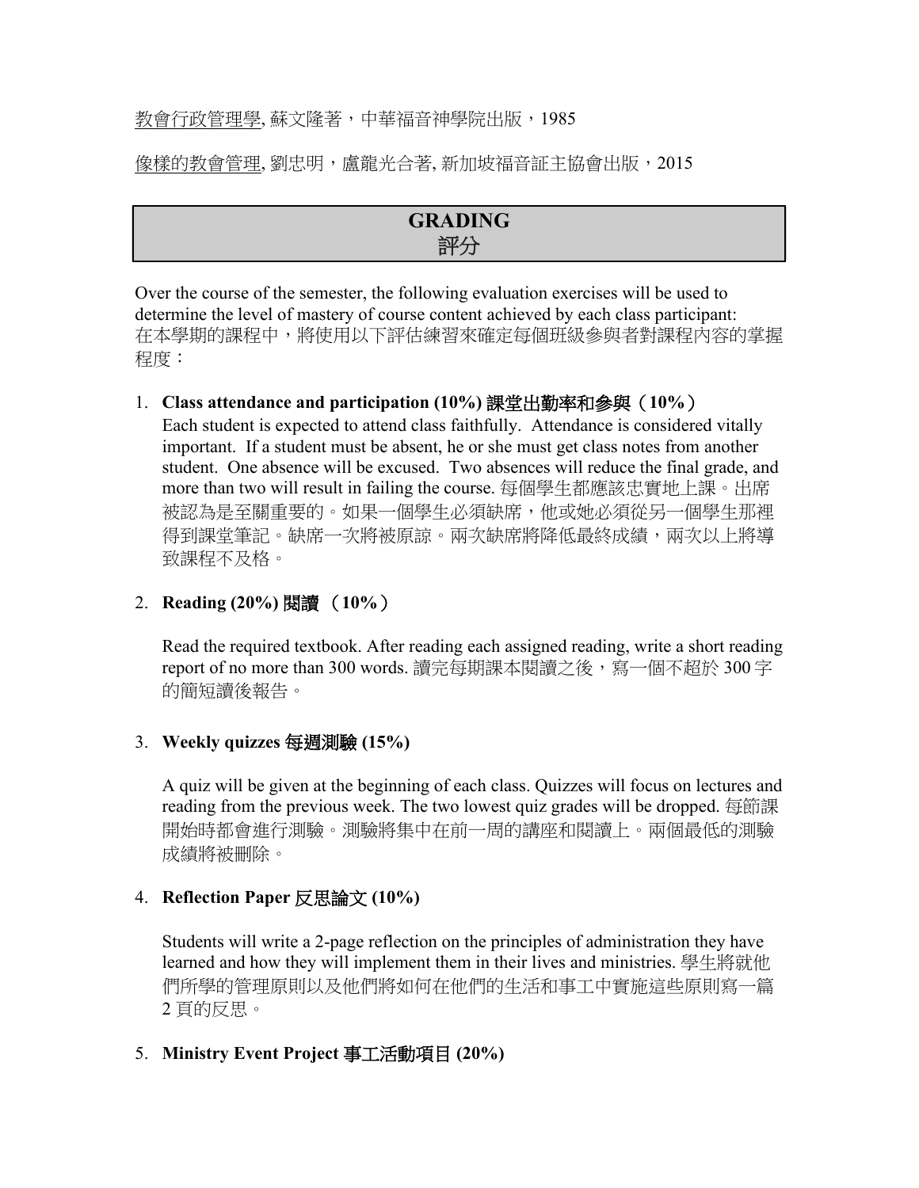<u>教會行政管理學</u>, 蘇文隆著，中華福音神學院出版，1985

<u>像樣的教會管理</u>, 劉忠明，盧龍光合著, 新加坡福音証主協會出版，2015

## GRADING
## 評分

Over the course of the semester, the following evaluation exercises will be used to determine the level of mastery of course content achieved by each class participant:
在本學期的課程中，將使用以下評估練習來確定每個班級參與者對課程內容的掌握程度：

1. **Class attendance and participation (10%) 課堂出勤率和參與（10%）**
   Each student is expected to attend class faithfully. Attendance is considered vitally important. If a student must be absent, he or she must get class notes from another student. One absence will be excused. Two absences will reduce the final grade, and more than two will result in failing the course. 每個學生都應該忠實地上課。出席被認為是至關重要的。如果一個學生必須缺席，他或她必須從另一個學生那裡得到課堂筆記。缺席一次將被原諒。兩次缺席將降低最終成績，兩次以上將導致課程不及格。

2. **Reading (20%) 閱讀 （10%）**

   Read the required textbook. After reading each assigned reading, write a short reading report of no more than 300 words. 讀完每期課本閱讀之後，寫一個不超於 300 字的簡短讀後報告。

3. **Weekly quizzes 每週測驗 (15%)**

   A quiz will be given at the beginning of each class. Quizzes will focus on lectures and reading from the previous week. The two lowest quiz grades will be dropped. 每節課開始時都會進行測驗。測驗將集中在前一周的講座和閱讀上。兩個最低的測驗成績將被刪除。

4. **Reflection Paper 反思論文 (10%)**

   Students will write a 2-page reflection on the principles of administration they have learned and how they will implement them in their lives and ministries. 學生將就他們所學的管理原則以及他們將如何在他們的生活和事工中實施這些原則寫一篇 2 頁的反思。

5. **Ministry Event Project 事工活動項目 (20%)**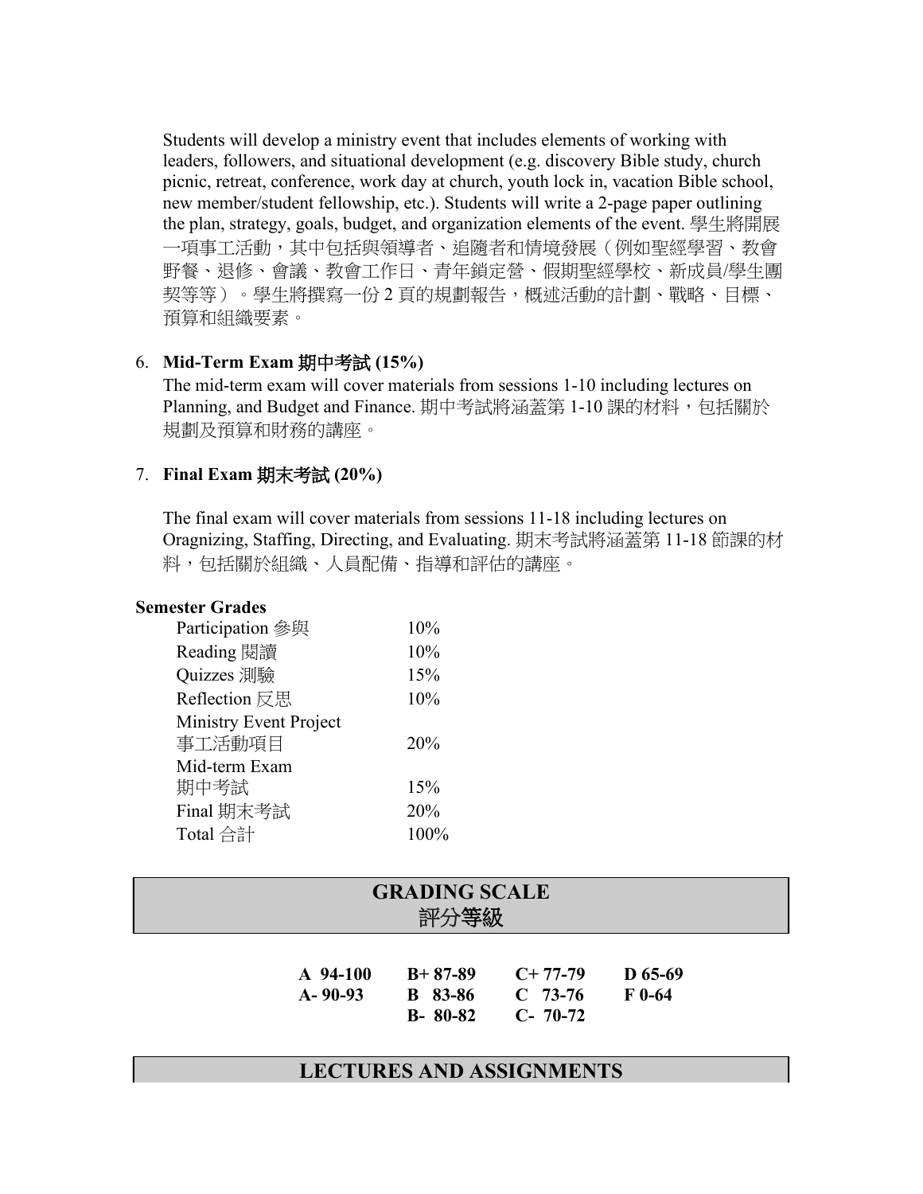Students will develop a ministry event that includes elements of working with leaders, followers, and situational development (e.g. discovery Bible study, church picnic, retreat, conference, work day at church, youth lock in, vacation Bible school, new member/student fellowship, etc.). Students will write a 2-page paper outlining the plan, strategy, goals, budget, and organization elements of the event. 學生將開展一項事工活動，其中包括與領導者、追隨者和情境發展（例如聖經學習、教會野餐、退修、會議、教會工作日、青年鎖定營、假期聖經學校、新成員/學生團契等等）。學生將撰寫一份 2 頁的規劃報告，概述活動的計劃、戰略、目標、預算和組織要素。

6. **Mid-Term Exam 期中考試 (15%)**
   The mid-term exam will cover materials from sessions 1-10 including lectures on Planning, and Budget and Finance. 期中考試將涵蓋第 1-10 課的材料，包括關於規劃及預算和財務的講座。

7. **Final Exam 期末考試 (20%)**

   The final exam will cover materials from sessions 11-18 including lectures on Oragnizing, Staffing, Directing, and Evaluating. 期末考試將涵蓋第 11-18 節課的材料，包括關於組織、人員配備、指導和評估的講座。

**Semester Grades**

| | |
|---|---|
| Participation 參與 | 10% |
| Reading 閱讀 | 10% |
| Quizzes 測驗 | 15% |
| Reflection 反思 | 10% |
| Ministry Event Project 事工活動項目 | 20% |
| Mid-term Exam 期中考試 | 15% |
| Final 期末考試 | 20% |
| Total 合計 | 100% |

## GRADING SCALE 評分等級

| | | | |
|---|---|---|---|
| **A 94-100** | **B+ 87-89** | **C+ 77-79** | **D 65-69** |
| **A- 90-93** | **B 83-86** | **C 73-76** | **F 0-64** |
| | **B- 80-82** | **C- 70-72** | |

## LECTURES AND ASSIGNMENTS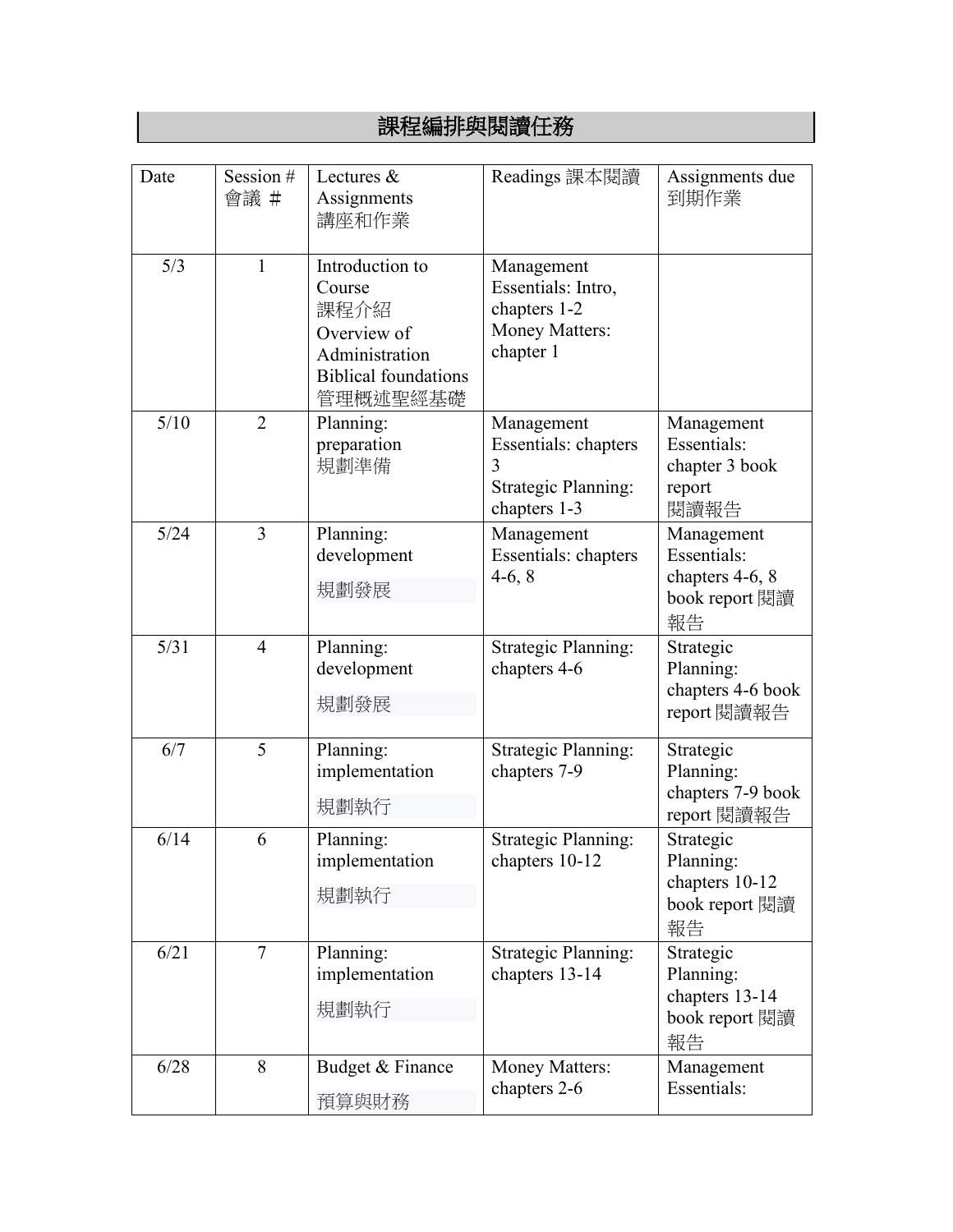## 課程編排與閱讀任務

| Date | Session # 會議 ＃ | Lectures & Assignments 講座和作業 | Readings 課本閱讀 | Assignments due 到期作業 |
|---|---|---|---|---|
| 5/3 | 1 | Introduction to Course 課程介紹 Overview of Administration Biblical foundations 管理概述聖經基礎 | Management Essentials: Intro, chapters 1-2 Money Matters: chapter 1 | |
| 5/10 | 2 | Planning: preparation 規劃準備 | Management Essentials: chapters 3 Strategic Planning: chapters 1-3 | Management Essentials: chapter 3 book report 閱讀報告 |
| 5/24 | 3 | Planning: development 規劃發展 | Management Essentials: chapters 4-6, 8 | Management Essentials: chapters 4-6, 8 book report 閱讀報告 |
| 5/31 | 4 | Planning: development 規劃發展 | Strategic Planning: chapters 4-6 | Strategic Planning: chapters 4-6 book report 閱讀報告 |
| 6/7 | 5 | Planning: implementation 規劃執行 | Strategic Planning: chapters 7-9 | Strategic Planning: chapters 7-9 book report 閱讀報告 |
| 6/14 | 6 | Planning: implementation 規劃執行 | Strategic Planning: chapters 10-12 | Strategic Planning: chapters 10-12 book report 閱讀報告 |
| 6/21 | 7 | Planning: implementation 規劃執行 | Strategic Planning: chapters 13-14 | Strategic Planning: chapters 13-14 book report 閱讀報告 |
| 6/28 | 8 | Budget & Finance 預算與財務 | Money Matters: chapters 2-6 | Management Essentials: |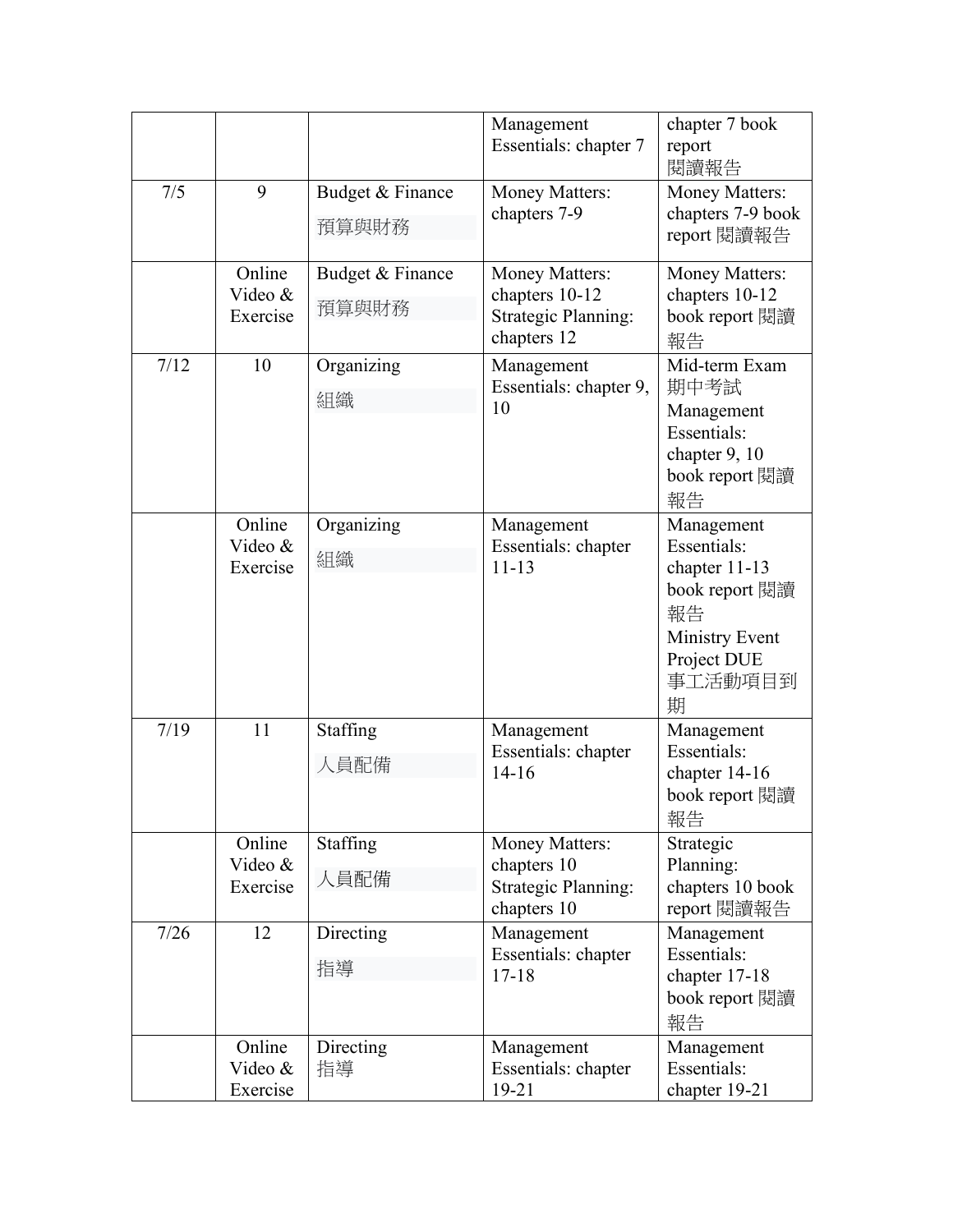| | | | Management Essentials: chapter 7 | chapter 7 book report 閱讀報告 |
|---|---|---|---|---|
| 7/5 | 9 | Budget & Finance 預算與財務 | Money Matters: chapters 7-9 | Money Matters: chapters 7-9 book report 閱讀報告 |
| | Online Video & Exercise | Budget & Finance 預算與財務 | Money Matters: chapters 10-12 Strategic Planning: chapters 12 | Money Matters: chapters 10-12 book report 閱讀報告 |
| 7/12 | 10 | Organizing 組織 | Management Essentials: chapter 9, 10 | Mid-term Exam 期中考試 Management Essentials: chapter 9, 10 book report 閱讀報告 |
| | Online Video & Exercise | Organizing 組織 | Management Essentials: chapter 11-13 | Management Essentials: chapter 11-13 book report 閱讀報告 Ministry Event Project DUE 事工活動項目到期 |
| 7/19 | 11 | Staffing 人員配備 | Management Essentials: chapter 14-16 | Management Essentials: chapter 14-16 book report 閱讀報告 |
| | Online Video & Exercise | Staffing 人員配備 | Money Matters: chapters 10 Strategic Planning: chapters 10 | Strategic Planning: chapters 10 book report 閱讀報告 |
| 7/26 | 12 | Directing 指導 | Management Essentials: chapter 17-18 | Management Essentials: chapter 17-18 book report 閱讀報告 |
| | Online Video & Exercise | Directing 指導 | Management Essentials: chapter 19-21 | Management Essentials: chapter 19-21 |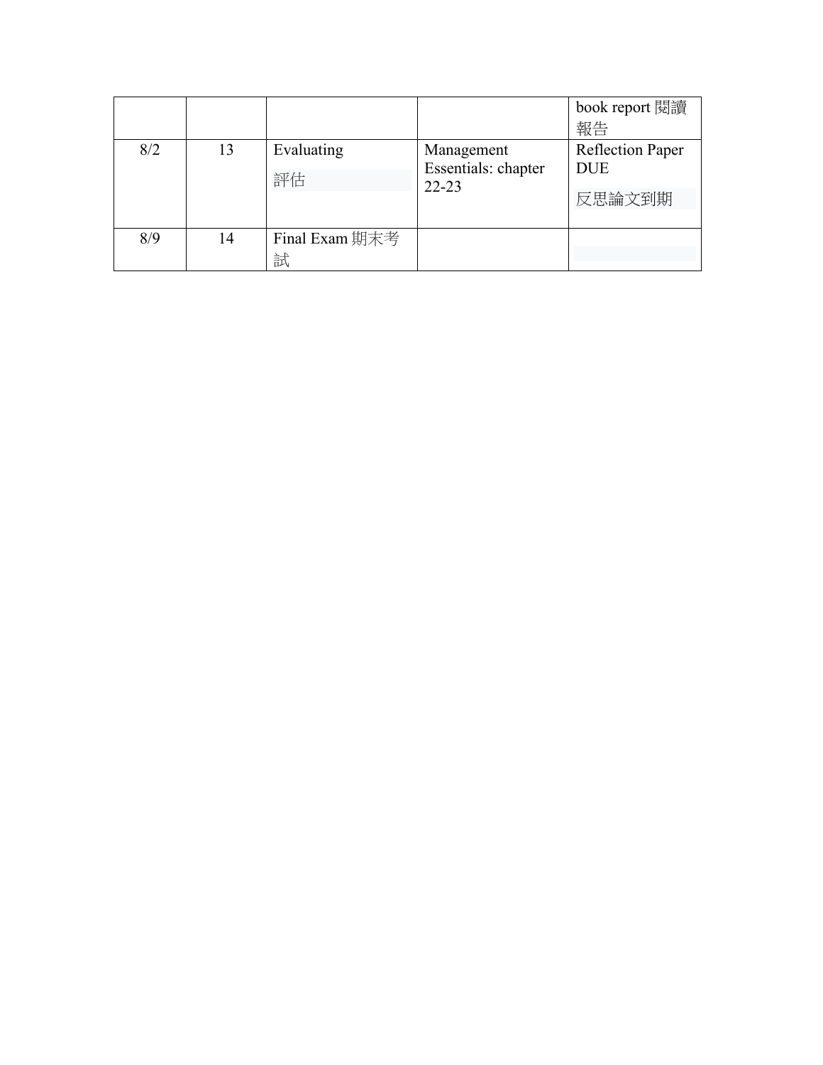| | | | | |
|---|---|---|---|---|
| | | | | book report 閱讀報告 |
| 8/2 | 13 | Evaluating 評估 | Management Essentials: chapter 22-23 | Reflection Paper DUE 反思論文到期 |
| 8/9 | 14 | Final Exam 期末考試 | | |